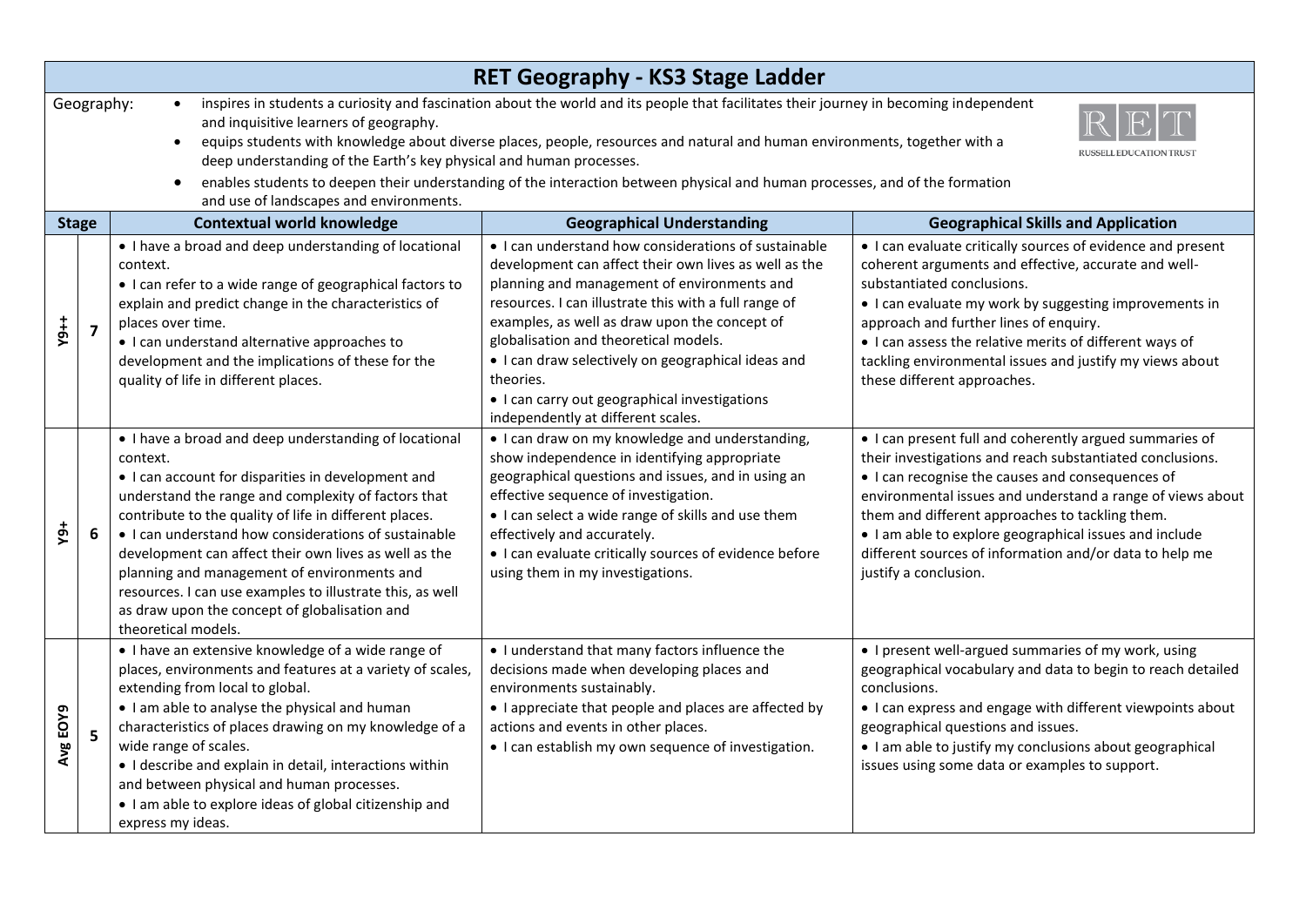# RET Geography - KS3 Stage Ladder

Geography:

- inspires in students a curiosity and fascination about the world and its people that facilitates their journey in becoming independent and inquisitive learners of geography.
- equips students with knowledge about diverse places, people, resources and natural and human environments, together with a deep understanding of the Earth's key physical and human processes.
- enables students to deepen their understanding of the interaction between physical and human processes, and of the formation and use of landscapes and environments.

| Stage | | Contextual world knowledge | Geographical Understanding | Geographical Skills and Application |
|---|---|---|---|---|
| Y9++ | 7 | • I have a broad and deep understanding of locational context.<br>• I can refer to a wide range of geographical factors to explain and predict change in the characteristics of places over time.<br>• I can understand alternative approaches to development and the implications of these for the quality of life in different places. | • I can understand how considerations of sustainable development can affect their own lives as well as the planning and management of environments and resources. I can illustrate this with a full range of examples, as well as draw upon the concept of globalisation and theoretical models.<br>• I can draw selectively on geographical ideas and theories.<br>• I can carry out geographical investigations independently at different scales. | • I can evaluate critically sources of evidence and present coherent arguments and effective, accurate and well-substantiated conclusions.<br>• I can evaluate my work by suggesting improvements in approach and further lines of enquiry.<br>• I can assess the relative merits of different ways of tackling environmental issues and justify my views about these different approaches. |
| Y9+ | 6 | • I have a broad and deep understanding of locational context.<br>• I can account for disparities in development and understand the range and complexity of factors that contribute to the quality of life in different places.<br>• I can understand how considerations of sustainable development can affect their own lives as well as the planning and management of environments and resources. I can use examples to illustrate this, as well as draw upon the concept of globalisation and theoretical models. | • I can draw on my knowledge and understanding, show independence in identifying appropriate geographical questions and issues, and in using an effective sequence of investigation.<br>• I can select a wide range of skills and use them effectively and accurately.<br>• I can evaluate critically sources of evidence before using them in my investigations. | • I can present full and coherently argued summaries of their investigations and reach substantiated conclusions.<br>• I can recognise the causes and consequences of environmental issues and understand a range of views about them and different approaches to tackling them.<br>• I am able to explore geographical issues and include different sources of information and/or data to help me justify a conclusion. |
| Avg EOY9 | 5 | • I have an extensive knowledge of a wide range of places, environments and features at a variety of scales, extending from local to global.<br>• I am able to analyse the physical and human characteristics of places drawing on my knowledge of a wide range of scales.<br>• I describe and explain in detail, interactions within and between physical and human processes.<br>• I am able to explore ideas of global citizenship and express my ideas. | • I understand that many factors influence the decisions made when developing places and environments sustainably.<br>• I appreciate that people and places are affected by actions and events in other places.<br>• I can establish my own sequence of investigation. | • I present well-argued summaries of my work, using geographical vocabulary and data to begin to reach detailed conclusions.<br>• I can express and engage with different viewpoints about geographical questions and issues.<br>• I am able to justify my conclusions about geographical issues using some data or examples to support. |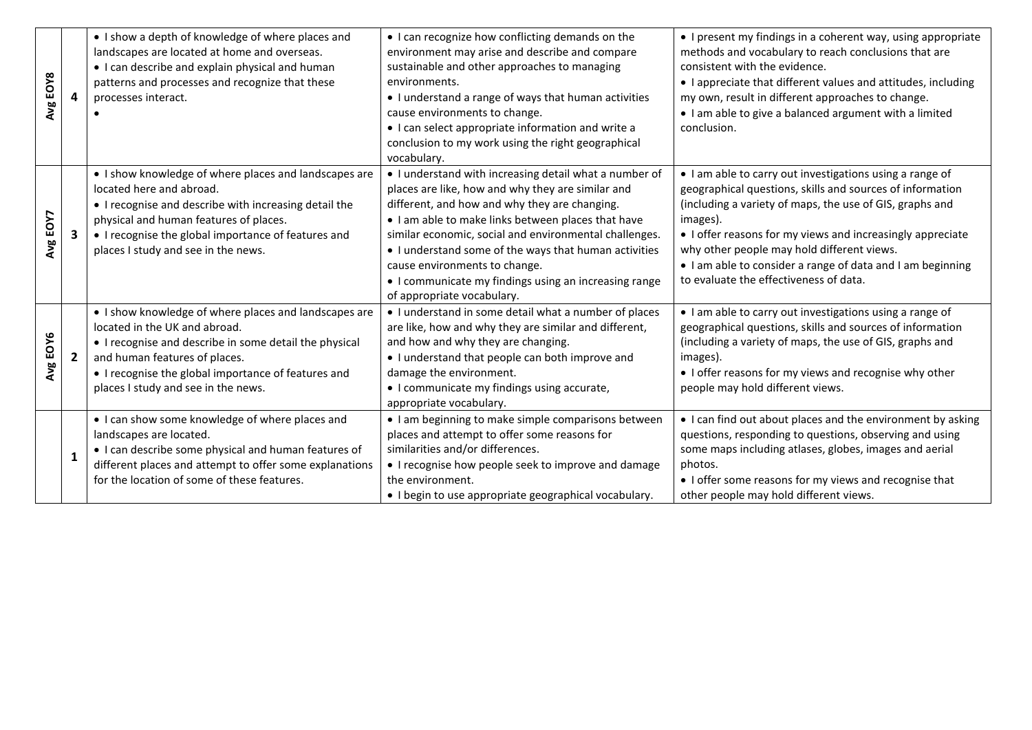| | | | | |
|---|---|---|---|---|
| Avg EOY8 | 4 | • I show a depth of knowledge of where places and landscapes are located at home and overseas.<br>• I can describe and explain physical and human patterns and processes and recognize that these processes interact.<br>• | • I can recognize how conflicting demands on the environment may arise and describe and compare sustainable and other approaches to managing environments.<br>• I understand a range of ways that human activities cause environments to change.<br>• I can select appropriate information and write a conclusion to my work using the right geographical vocabulary. | • I present my findings in a coherent way, using appropriate methods and vocabulary to reach conclusions that are consistent with the evidence.<br>• I appreciate that different values and attitudes, including my own, result in different approaches to change.<br>• I am able to give a balanced argument with a limited conclusion. |
| Avg EOY7 | 3 | • I show knowledge of where places and landscapes are located here and abroad.<br>• I recognise and describe with increasing detail the physical and human features of places.<br>• I recognise the global importance of features and places I study and see in the news. | • I understand with increasing detail what a number of places are like, how and why they are similar and different, and how and why they are changing.<br>• I am able to make links between places that have similar economic, social and environmental challenges.<br>• I understand some of the ways that human activities cause environments to change.<br>• I communicate my findings using an increasing range of appropriate vocabulary. | • I am able to carry out investigations using a range of geographical questions, skills and sources of information (including a variety of maps, the use of GIS, graphs and images).<br>• I offer reasons for my views and increasingly appreciate why other people may hold different views.<br>• I am able to consider a range of data and I am beginning to evaluate the effectiveness of data. |
| Avg EOY6 | 2 | • I show knowledge of where places and landscapes are located in the UK and abroad.<br>• I recognise and describe in some detail the physical and human features of places.<br>• I recognise the global importance of features and places I study and see in the news. | • I understand in some detail what a number of places are like, how and why they are similar and different, and how and why they are changing.<br>• I understand that people can both improve and damage the environment.<br>• I communicate my findings using accurate, appropriate vocabulary. | • I am able to carry out investigations using a range of geographical questions, skills and sources of information (including a variety of maps, the use of GIS, graphs and images).<br>• I offer reasons for my views and recognise why other people may hold different views. |
| | 1 | • I can show some knowledge of where places and landscapes are located.<br>• I can describe some physical and human features of different places and attempt to offer some explanations for the location of some of these features. | • I am beginning to make simple comparisons between places and attempt to offer some reasons for similarities and/or differences.<br>• I recognise how people seek to improve and damage the environment.<br>• I begin to use appropriate geographical vocabulary. | • I can find out about places and the environment by asking questions, responding to questions, observing and using some maps including atlases, globes, images and aerial photos.<br>• I offer some reasons for my views and recognise that other people may hold different views. |